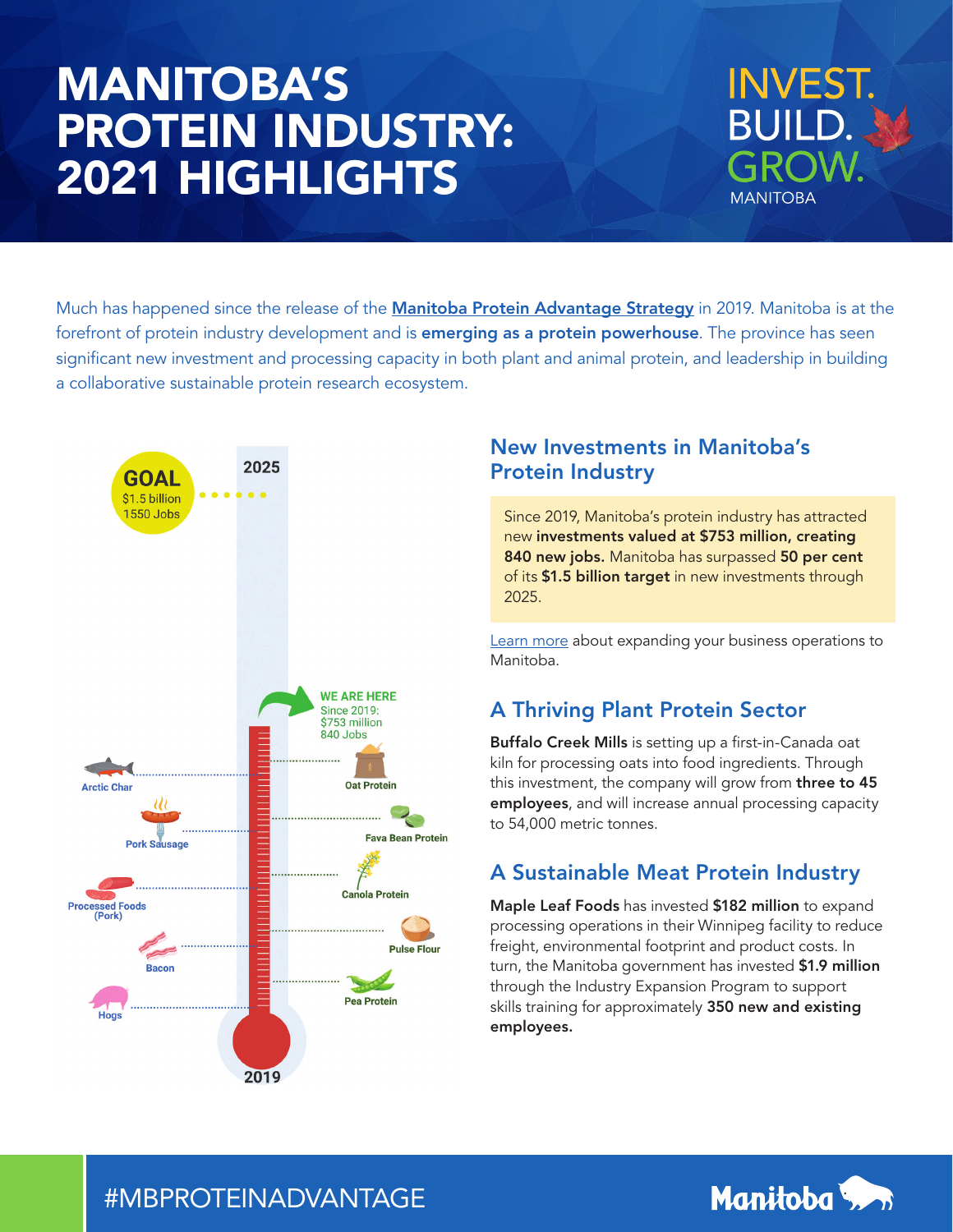# MANITOBA'S PROTEIN INDUSTRY: 2021 HIGHLIGHTS

INVEST. BUILD. GROW. MANITOBA

Much has happened since the release of the **Manitoba Protein Advantage Strategy** in 2019. Manitoba is at the forefront of protein industry development and is **emerging as a protein powerhouse**. The province has seen significant new investment and processing capacity in both plant and animal protein, and leadership in building a collaborative sustainable protein research ecosystem.

**GOAL** 2025: $1.5 billion, 1550 Jobs

**WE ARE HERE** Since 2019: $753 million, 840 Jobs

2019

Arctic Char · Pork Sausage · Processed Foods (Pork) · Bacon · Hogs · Oat Protein · Fava Bean Protein · Canola Protein · Pulse Flour · Pea Protein

## New Investments in Manitoba's Protein Industry

Since 2019, Manitoba's protein industry has attracted new **investments valued at $753 million, creating 840 new jobs.** Manitoba has surpassed **50 per cent** of its **$1.5 billion target** in new investments through 2025.

Learn more about expanding your business operations to Manitoba.

## A Thriving Plant Protein Sector

**Buffalo Creek Mills** is setting up a first-in-Canada oat kiln for processing oats into food ingredients. Through this investment, the company will grow from **three to 45 employees**, and will increase annual processing capacity to 54,000 metric tonnes.

## A Sustainable Meat Protein Industry

**Maple Leaf Foods** has invested **$182 million** to expand processing operations in their Winnipeg facility to reduce freight, environmental footprint and product costs. In turn, the Manitoba government has invested **$1.9 million** through the Industry Expansion Program to support skills training for approximately **350 new and existing employees.**

#MBPROTEINADVANTAGE

Manitoba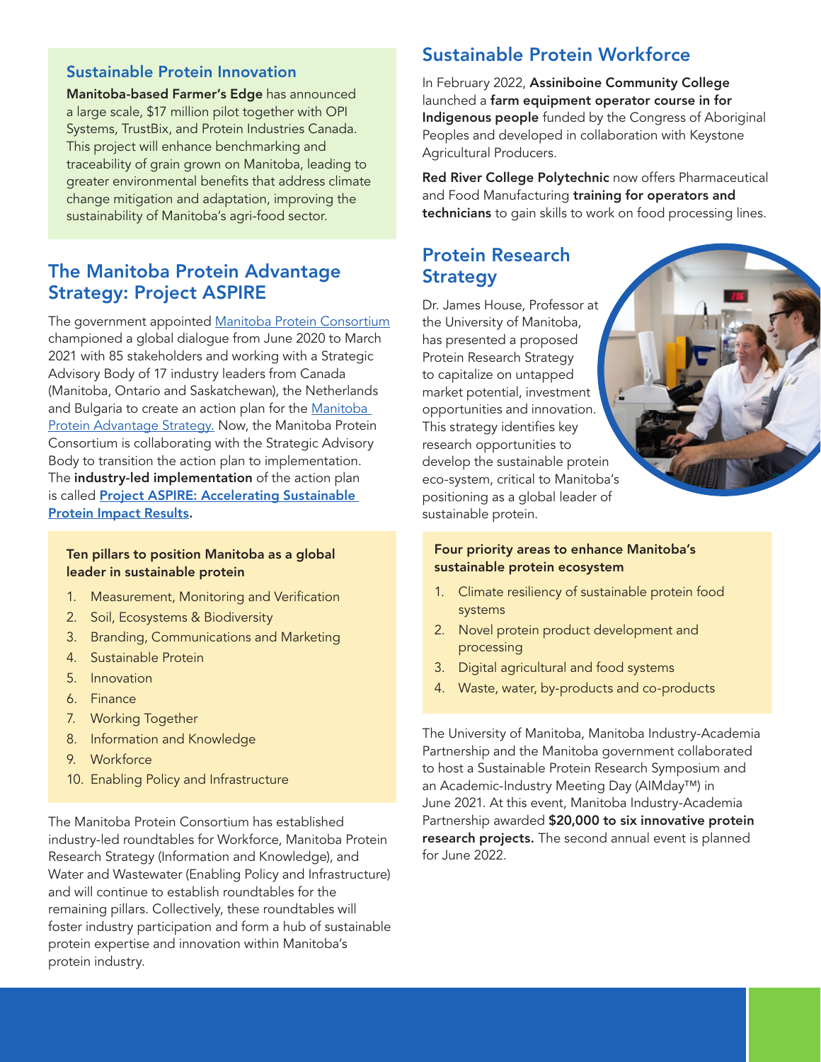## Sustainable Protein Innovation

**Manitoba-based Farmer's Edge** has announced a large scale, $17 million pilot together with OPI Systems, TrustBix, and Protein Industries Canada. This project will enhance benchmarking and traceability of grain grown on Manitoba, leading to greater environmental benefits that address climate change mitigation and adaptation, improving the sustainability of Manitoba's agri-food sector.

## The Manitoba Protein Advantage Strategy: Project ASPIRE

The government appointed Manitoba Protein Consortium championed a global dialogue from June 2020 to March 2021 with 85 stakeholders and working with a Strategic Advisory Body of 17 industry leaders from Canada (Manitoba, Ontario and Saskatchewan), the Netherlands and Bulgaria to create an action plan for the Manitoba Protein Advantage Strategy. Now, the Manitoba Protein Consortium is collaborating with the Strategic Advisory Body to transition the action plan to implementation. The **industry-led implementation** of the action plan is called **Project ASPIRE: Accelerating Sustainable Protein Impact Results.**

**Ten pillars to position Manitoba as a global leader in sustainable protein**

1. Measurement, Monitoring and Verification
2. Soil, Ecosystems & Biodiversity
3. Branding, Communications and Marketing
4. Sustainable Protein
5. Innovation
6. Finance
7. Working Together
8. Information and Knowledge
9. Workforce
10. Enabling Policy and Infrastructure

The Manitoba Protein Consortium has established industry-led roundtables for Workforce, Manitoba Protein Research Strategy (Information and Knowledge), and Water and Wastewater (Enabling Policy and Infrastructure) and will continue to establish roundtables for the remaining pillars. Collectively, these roundtables will foster industry participation and form a hub of sustainable protein expertise and innovation within Manitoba's protein industry.

## Sustainable Protein Workforce

In February 2022, **Assiniboine Community College** launched a **farm equipment operator course in for Indigenous people** funded by the Congress of Aboriginal Peoples and developed in collaboration with Keystone Agricultural Producers.

**Red River College Polytechnic** now offers Pharmaceutical and Food Manufacturing **training for operators and technicians** to gain skills to work on food processing lines.

## Protein Research Strategy

Dr. James House, Professor at the University of Manitoba, has presented a proposed Protein Research Strategy to capitalize on untapped market potential, investment opportunities and innovation. This strategy identifies key research opportunities to develop the sustainable protein eco-system, critical to Manitoba's positioning as a global leader of sustainable protein.

**Four priority areas to enhance Manitoba's sustainable protein ecosystem**

1. Climate resiliency of sustainable protein food systems
2. Novel protein product development and processing
3. Digital agricultural and food systems
4. Waste, water, by-products and co-products

The University of Manitoba, Manitoba Industry-Academia Partnership and the Manitoba government collaborated to host a Sustainable Protein Research Symposium and an Academic-Industry Meeting Day (AIMday™) in June 2021. At this event, Manitoba Industry-Academia Partnership awarded **$20,000 to six innovative protein research projects.** The second annual event is planned for June 2022.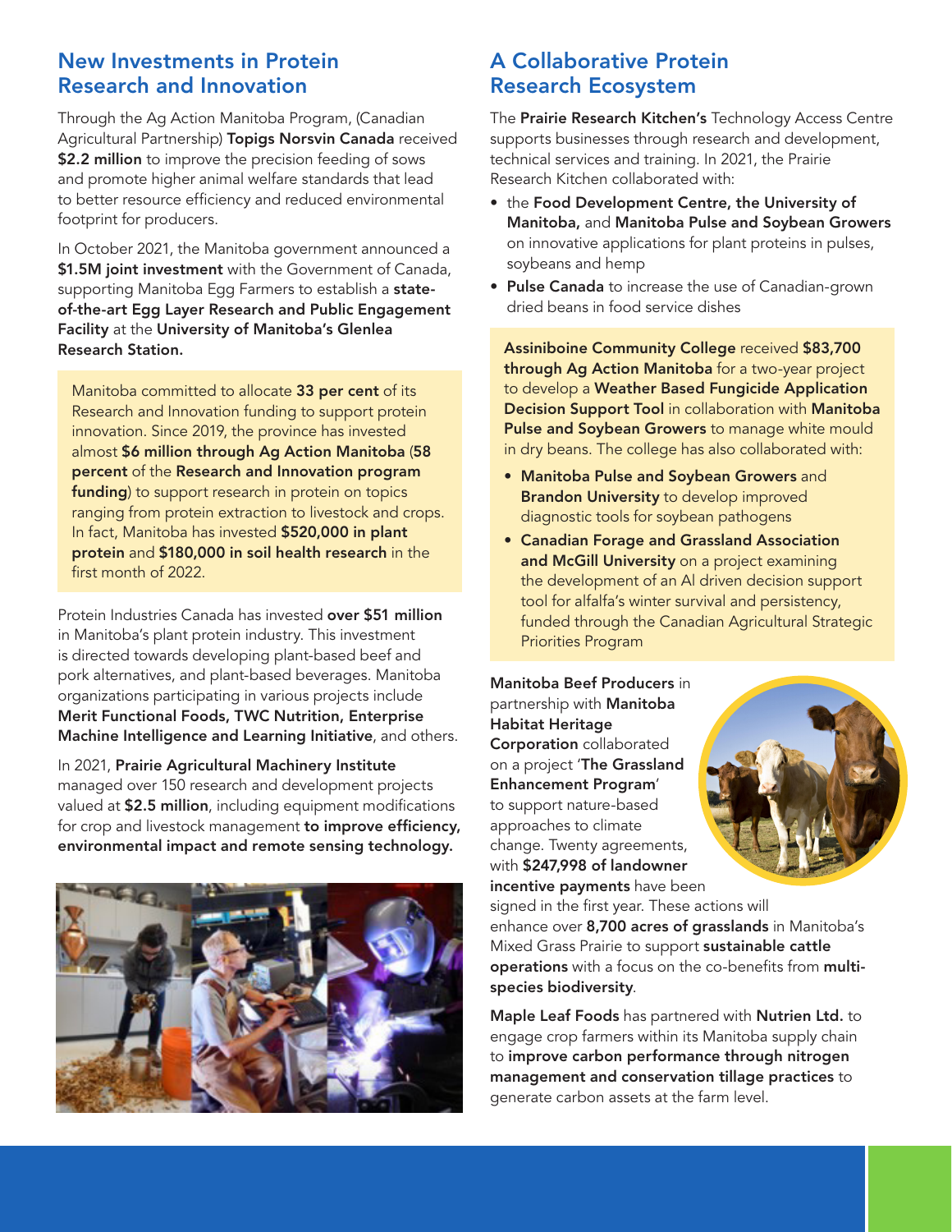## New Investments in Protein Research and Innovation

Through the Ag Action Manitoba Program, (Canadian Agricultural Partnership) **Topigs Norsvin Canada** received **$2.2 million** to improve the precision feeding of sows and promote higher animal welfare standards that lead to better resource efficiency and reduced environmental footprint for producers.

In October 2021, the Manitoba government announced a **$1.5M joint investment** with the Government of Canada, supporting Manitoba Egg Farmers to establish a **state-of-the-art Egg Layer Research and Public Engagement Facility** at the **University of Manitoba's Glenlea Research Station.**

Manitoba committed to allocate **33 per cent** of its Research and Innovation funding to support protein innovation. Since 2019, the province has invested almost **$6 million through Ag Action Manitoba** (**58 percent** of the **Research and Innovation program funding**) to support research in protein on topics ranging from protein extraction to livestock and crops. In fact, Manitoba has invested **$520,000 in plant protein** and **$180,000 in soil health research** in the first month of 2022.

Protein Industries Canada has invested **over $51 million** in Manitoba's plant protein industry. This investment is directed towards developing plant-based beef and pork alternatives, and plant-based beverages. Manitoba organizations participating in various projects include **Merit Functional Foods, TWC Nutrition, Enterprise Machine Intelligence and Learning Initiative**, and others.

In 2021, **Prairie Agricultural Machinery Institute** managed over 150 research and development projects valued at **$2.5 million**, including equipment modifications for crop and livestock management **to improve efficiency, environmental impact and remote sensing technology.**

## A Collaborative Protein Research Ecosystem

The **Prairie Research Kitchen's** Technology Access Centre supports businesses through research and development, technical services and training. In 2021, the Prairie Research Kitchen collaborated with:

- the **Food Development Centre, the University of Manitoba,** and **Manitoba Pulse and Soybean Growers** on innovative applications for plant proteins in pulses, soybeans and hemp
- **Pulse Canada** to increase the use of Canadian-grown dried beans in food service dishes

**Assiniboine Community College** received **$83,700 through Ag Action Manitoba** for a two-year project to develop a **Weather Based Fungicide Application Decision Support Tool** in collaboration with **Manitoba Pulse and Soybean Growers** to manage white mould in dry beans. The college has also collaborated with:

- **Manitoba Pulse and Soybean Growers** and **Brandon University** to develop improved diagnostic tools for soybean pathogens
- **Canadian Forage and Grassland Association and McGill University** on a project examining the development of an AI driven decision support tool for alfalfa's winter survival and persistency, funded through the Canadian Agricultural Strategic Priorities Program

**Manitoba Beef Producers** in partnership with **Manitoba Habitat Heritage Corporation** collaborated on a project '**The Grassland Enhancement Program**' to support nature-based approaches to climate change. Twenty agreements, with **$247,998 of landowner incentive payments** have been signed in the first year. These actions will enhance over **8,700 acres of grasslands** in Manitoba's Mixed Grass Prairie to support **sustainable cattle operations** with a focus on the co-benefits from **multi-species biodiversity**.

**Maple Leaf Foods** has partnered with **Nutrien Ltd.** to engage crop farmers within its Manitoba supply chain to **improve carbon performance through nitrogen management and conservation tillage practices** to generate carbon assets at the farm level.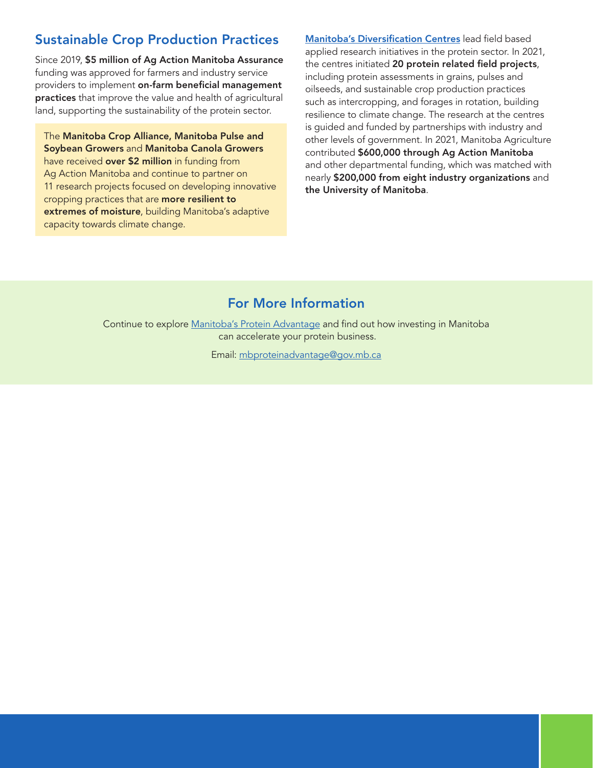## Sustainable Crop Production Practices

Since 2019, **$5 million of Ag Action Manitoba Assurance** funding was approved for farmers and industry service providers to implement **on-farm beneficial management practices** that improve the value and health of agricultural land, supporting the sustainability of the protein sector.

The **Manitoba Crop Alliance, Manitoba Pulse and Soybean Growers** and **Manitoba Canola Growers** have received **over $2 million** in funding from Ag Action Manitoba and continue to partner on 11 research projects focused on developing innovative cropping practices that are **more resilient to extremes of moisture**, building Manitoba's adaptive capacity towards climate change.

**Manitoba's Diversification Centres** lead field based applied research initiatives in the protein sector. In 2021, the centres initiated **20 protein related field projects**, including protein assessments in grains, pulses and oilseeds, and sustainable crop production practices such as intercropping, and forages in rotation, building resilience to climate change. The research at the centres is guided and funded by partnerships with industry and other levels of government. In 2021, Manitoba Agriculture contributed **$600,000 through Ag Action Manitoba** and other departmental funding, which was matched with nearly **$200,000 from eight industry organizations** and **the University of Manitoba**.

## For More Information

Continue to explore Manitoba's Protein Advantage and find out how investing in Manitoba can accelerate your protein business.

Email: mbproteinadvantage@gov.mb.ca